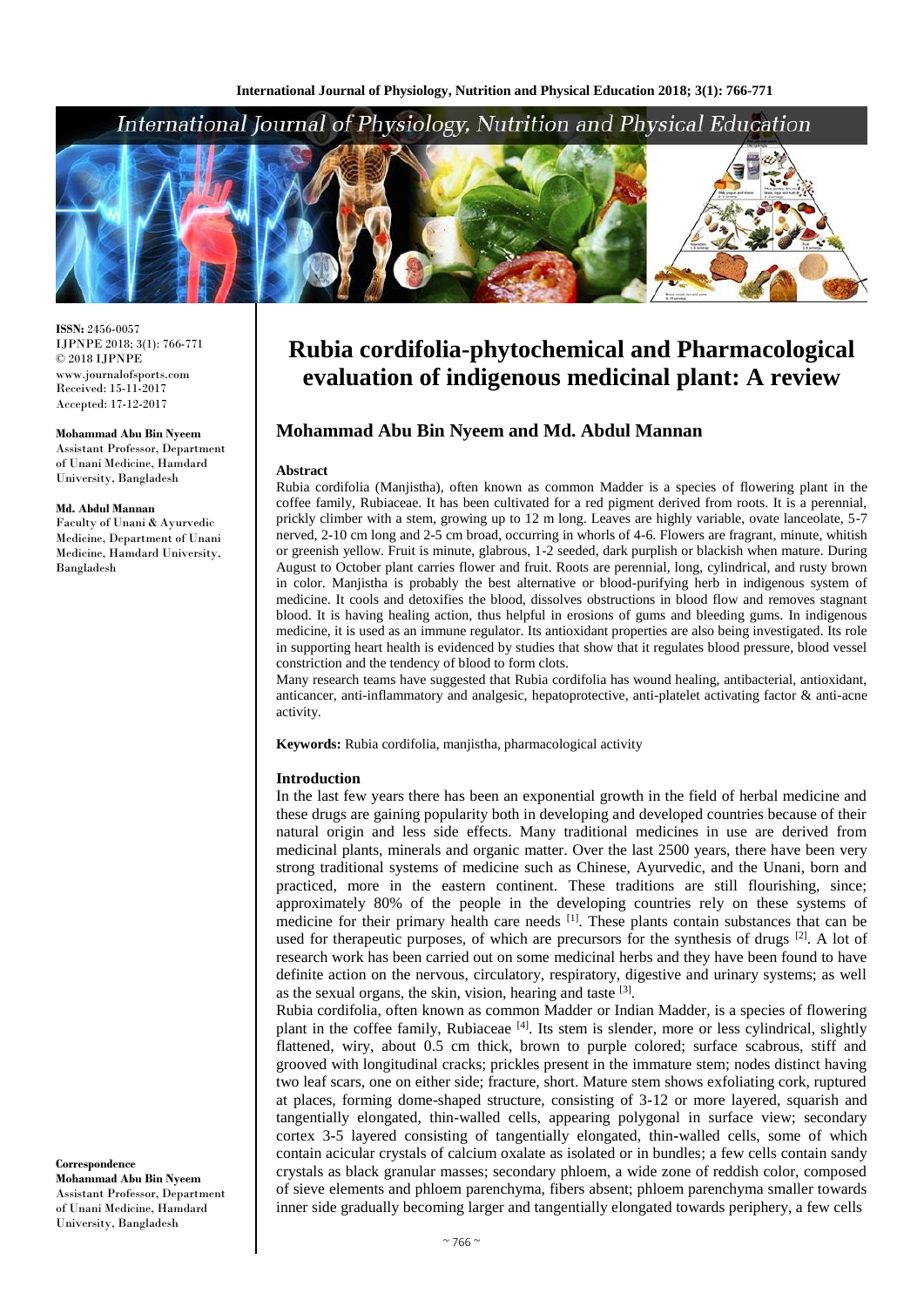# Rubia cordifolia-phytochemical and Pharmacological evaluation of indigenous medicinal plant: A review

## Mohammad Abu Bin Nyeem and Md. Abdul Mannan

**ISSN:** 2456-0057
IJPNPE 2018; 3(1): 766-771
© 2018 IJPNPE
www.journalofsports.com
Received: 15-11-2017
Accepted: 17-12-2017

**Mohammad Abu Bin Nyeem**
Assistant Professor, Department of Unani Medicine, Hamdard University, Bangladesh

**Md. Abdul Mannan**
Faculty of Unani & Ayurvedic Medicine, Department of Unani Medicine, Hamdard University, Bangladesh

**Correspondence**
**Mohammad Abu Bin Nyeem**
Assistant Professor, Department of Unani Medicine, Hamdard University, Bangladesh

### Abstract

Rubia cordifolia (Manjistha), often known as common Madder is a species of flowering plant in the coffee family, Rubiaceae. It has been cultivated for a red pigment derived from roots. It is a perennial, prickly climber with a stem, growing up to 12 m long. Leaves are highly variable, ovate lanceolate, 5-7 nerved, 2-10 cm long and 2-5 cm broad, occurring in whorls of 4-6. Flowers are fragrant, minute, whitish or greenish yellow. Fruit is minute, glabrous, 1-2 seeded, dark purplish or blackish when mature. During August to October plant carries flower and fruit. Roots are perennial, long, cylindrical, and rusty brown in color. Manjistha is probably the best alternative or blood-purifying herb in indigenous system of medicine. It cools and detoxifies the blood, dissolves obstructions in blood flow and removes stagnant blood. It is having healing action, thus helpful in erosions of gums and bleeding gums. In indigenous medicine, it is used as an immune regulator. Its antioxidant properties are also being investigated. Its role in supporting heart health is evidenced by studies that show that it regulates blood pressure, blood vessel constriction and the tendency of blood to form clots.

Many research teams have suggested that Rubia cordifolia has wound healing, antibacterial, antioxidant, anticancer, anti-inflammatory and analgesic, hepatoprotective, anti-platelet activating factor & anti-acne activity.

**Keywords:** Rubia cordifolia, manjistha, pharmacological activity

### Introduction

In the last few years there has been an exponential growth in the field of herbal medicine and these drugs are gaining popularity both in developing and developed countries because of their natural origin and less side effects. Many traditional medicines in use are derived from medicinal plants, minerals and organic matter. Over the last 2500 years, there have been very strong traditional systems of medicine such as Chinese, Ayurvedic, and the Unani, born and practiced, more in the eastern continent. These traditions are still flourishing, since; approximately 80% of the people in the developing countries rely on these systems of medicine for their primary health care needs [1]. These plants contain substances that can be used for therapeutic purposes, of which are precursors for the synthesis of drugs [2]. A lot of research work has been carried out on some medicinal herbs and they have been found to have definite action on the nervous, circulatory, respiratory, digestive and urinary systems; as well as the sexual organs, the skin, vision, hearing and taste [3].

Rubia cordifolia, often known as common Madder or Indian Madder, is a species of flowering plant in the coffee family, Rubiaceae [4]. Its stem is slender, more or less cylindrical, slightly flattened, wiry, about 0.5 cm thick, brown to purple colored; surface scabrous, stiff and grooved with longitudinal cracks; prickles present in the immature stem; nodes distinct having two leaf scars, one on either side; fracture, short. Mature stem shows exfoliating cork, ruptured at places, forming dome-shaped structure, consisting of 3-12 or more layered, squarish and tangentially elongated, thin-walled cells, appearing polygonal in surface view; secondary cortex 3-5 layered consisting of tangentially elongated, thin-walled cells, some of which contain acicular crystals of calcium oxalate as isolated or in bundles; a few cells contain sandy crystals as black granular masses; secondary phloem, a wide zone of reddish color, composed of sieve elements and phloem parenchyma, fibers absent; phloem parenchyma smaller towards inner side gradually becoming larger and tangentially elongated towards periphery, a few cells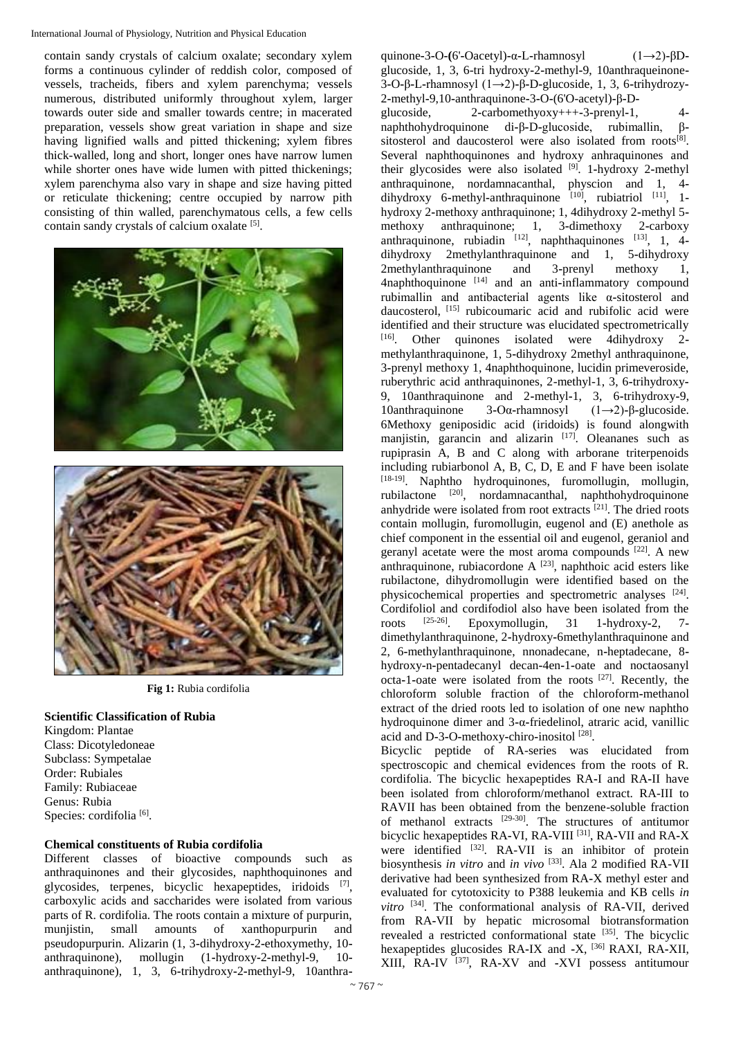contain sandy crystals of calcium oxalate; secondary xylem forms a continuous cylinder of reddish color, composed of vessels, tracheids, fibers and xylem parenchyma; vessels numerous, distributed uniformly throughout xylem, larger towards outer side and smaller towards centre; in macerated preparation, vessels show great variation in shape and size having lignified walls and pitted thickening; xylem fibres thick-walled, long and short, longer ones have narrow lumen while shorter ones have wide lumen with pitted thickenings; xylem parenchyma also vary in shape and size having pitted or reticulate thickening; centre occupied by narrow pith consisting of thin walled, parenchymatous cells, a few cells contain sandy crystals of calcium oxalate [5].

**Fig 1:** Rubia cordifolia

**Scientific Classification of Rubia**

Kingdom: Plantae
Class: Dicotyledoneae
Subclass: Sympetalae
Order: Rubiales
Family: Rubiaceae
Genus: Rubia
Species: cordifolia [6].

**Chemical constituents of Rubia cordifolia**

Different classes of bioactive compounds such as anthraquinones and their glycosides, naphthoquinones and glycosides, terpenes, bicyclic hexapeptides, iridoids [7], carboxylic acids and saccharides were isolated from various parts of R. cordifolia. The roots contain a mixture of purpurin, munjistin, small amounts of xanthopurpurin and pseudopurpurin. Alizarin (1, 3-dihydroxy-2-ethoxymethy, 10-anthraquinone), mollugin (1-hydroxy-2-methyl-9, 10-anthraquinone), 1, 3, 6-trihydroxy-2-methyl-9, 10anthraquinone-3-O-(6'-Oacetyl)-α-L-rhamnosyl (1→2)-βD-glucoside, 1, 3, 6-tri hydroxy-2-methyl-9, 10anthraqueinone-3-O-β-L-rhamnosyl (1→2)-β-D-glucoside, 1, 3, 6-trihydrozy-2-methyl-9,10-anthraquinone-3-O-(6'O-acetyl)-β-D-glucoside, 2-carbomethyoxy+++-3-prenyl-1, 4-naphthohydroquinone di-β-D-glucoside, rubimallin, β-sitosterol and daucosterol were also isolated from roots[8]. Several naphthoquinones and hydroxy anhraquinones and their glycosides were also isolated [9]. 1-hydroxy 2-methyl anthraquinone, nordamnacanthal, physcion and 1, 4-dihydroxy 6-methyl-anthraquinone [10], rubiatriol [11], 1-hydroxy 2-methoxy anthraquinone; 1, 4dihydroxy 2-methyl 5-methoxy anthraquinone; 1, 3-dimethoxy 2-carboxy anthraquinone, rubiadin [12], naphthaquinones [13], 1, 4-dihydroxy 2methylanthraquinone and 1, 5-dihydroxy 2methylanthraquinone and 3-prenyl methoxy 1, 4naphthoquinone [14] and an anti-inflammatory compound rubimallin and antibacterial agents like α-sitosterol and daucosterol, [15] rubicoumaric acid and rubifolic acid were identified and their structure was elucidated spectrometrically [16]. Other quinones isolated were 4dihydroxy 2-methylanthraquinone, 1, 5-dihydroxy 2methyl anthraquinone, 3-prenyl methoxy 1, 4naphthoquinone, lucidin primeveroside, ruberythric acid anthraquinones, 2-methyl-1, 3, 6-trihydroxy-9, 10anthraquinone and 2-methyl-1, 3, 6-trihydroxy-9, 10anthraquinone 3-Oα-rhamnosyl (1→2)-β-glucoside. 6Methoxy geniposidic acid (iridoids) is found alongwith manjistin, garancin and alizarin [17]. Oleananes such as rupiprasin A, B and C along with arborane triterpenoids including rubiarbonol A, B, C, D, E and F have been isolate [18-19]. Naphtho hydroquinones, furomollugin, mollugin, rubilactone [20], nordamnacanthal, naphthohydroquinone anhydride were isolated from root extracts [21]. The dried roots contain mollugin, furomollugin, eugenol and (E) anethole as chief component in the essential oil and eugenol, geraniol and geranyl acetate were the most aroma compounds [22]. A new anthraquinone, rubiacordone A [23], naphthoic acid esters like rubilactone, dihydromollugin were identified based on the physicochemical properties and spectrometric analyses [24]. Cordifoliol and cordifodiol also have been isolated from the roots [25-26]. Epoxymollugin, 31 1-hydroxy-2, 7-dimethylanthraquinone, 2-hydroxy-6methylanthraquinone and 2, 6-methylanthraquinone, nnonadecane, n-heptadecane, 8-hydroxy-n-pentadecanyl decan-4en-1-oate and noctaosanyl octa-1-oate were isolated from the roots [27]. Recently, the chloroform soluble fraction of the chloroform-methanol extract of the dried roots led to isolation of one new naphtho hydroquinone dimer and 3-α-friedelinol, atraric acid, vanillic acid and D-3-O-methoxy-chiro-inositol [28].

Bicyclic peptide of RA-series was elucidated from spectroscopic and chemical evidences from the roots of R. cordifolia. The bicyclic hexapeptides RA-I and RA-II have been isolated from chloroform/methanol extract. RA-III to RAVII has been obtained from the benzene-soluble fraction of methanol extracts [29-30]. The structures of antitumor bicyclic hexapeptides RA-VI, RA-VIII [31], RA-VII and RA-X were identified [32]. RA-VII is an inhibitor of protein biosynthesis *in vitro* and *in vivo* [33]. Ala 2 modified RA-VII derivative had been synthesized from RA-X methyl ester and evaluated for cytotoxicity to P388 leukemia and KB cells *in vitro* [34]. The conformational analysis of RA-VII, derived from RA-VII by hepatic microsomal biotransformation revealed a restricted conformational state [35]. The bicyclic hexapeptides glucosides RA-IX and -X, [36] RAXI, RA-XII, XIII, RA-IV [37], RA-XV and -XVI possess antitumour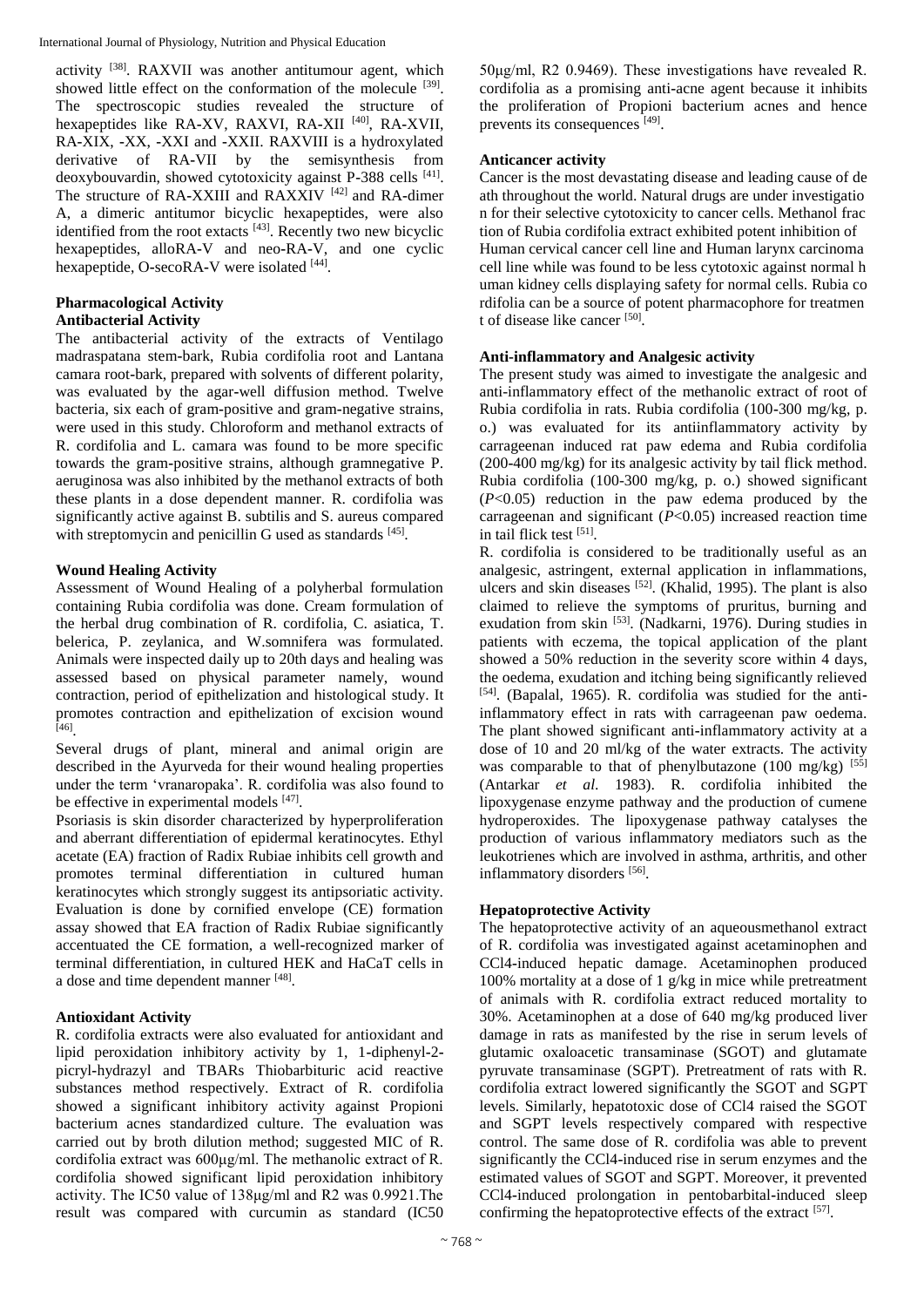activity [38]. RAXVII was another antitumour agent, which showed little effect on the conformation of the molecule [39]. The spectroscopic studies revealed the structure of hexapeptides like RA-XV, RAXVI, RA-XII [40], RA-XVII, RA-XIX, -XX, -XXI and -XXII. RAXVIII is a hydroxylated derivative of RA-VII by the semisynthesis from deoxybouvardin, showed cytotoxicity against P-388 cells [41]. The structure of RA-XXIII and RAXXIV [42] and RA-dimer A, a dimeric antitumor bicyclic hexapeptides, were also identified from the root extacts [43]. Recently two new bicyclic hexapeptides, alloRA-V and neo-RA-V, and one cyclic hexapeptide, O-secoRA-V were isolated [44].

## Pharmacological Activity

### Antibacterial Activity

The antibacterial activity of the extracts of Ventilago madraspatana stem-bark, Rubia cordifolia root and Lantana camara root-bark, prepared with solvents of different polarity, was evaluated by the agar-well diffusion method. Twelve bacteria, six each of gram-positive and gram-negative strains, were used in this study. Chloroform and methanol extracts of R. cordifolia and L. camara was found to be more specific towards the gram-positive strains, although gramnegative P. aeruginosa was also inhibited by the methanol extracts of both these plants in a dose dependent manner. R. cordifolia was significantly active against B. subtilis and S. aureus compared with streptomycin and penicillin G used as standards [45].

### Wound Healing Activity

Assessment of Wound Healing of a polyherbal formulation containing Rubia cordifolia was done. Cream formulation of the herbal drug combination of R. cordifolia, C. asiatica, T. belerica, P. zeylanica, and W.somnifera was formulated. Animals were inspected daily up to 20th days and healing was assessed based on physical parameter namely, wound contraction, period of epithelization and histological study. It promotes contraction and epithelization of excision wound [46].

Several drugs of plant, mineral and animal origin are described in the Ayurveda for their wound healing properties under the term 'vranaropaka'. R. cordifolia was also found to be effective in experimental models [47].

Psoriasis is skin disorder characterized by hyperproliferation and aberrant differentiation of epidermal keratinocytes. Ethyl acetate (EA) fraction of Radix Rubiae inhibits cell growth and promotes terminal differentiation in cultured human keratinocytes which strongly suggest its antipsoriatic activity. Evaluation is done by cornified envelope (CE) formation assay showed that EA fraction of Radix Rubiae significantly accentuated the CE formation, a well-recognized marker of terminal differentiation, in cultured HEK and HaCaT cells in a dose and time dependent manner [48].

### Antioxidant Activity

R. cordifolia extracts were also evaluated for antioxidant and lipid peroxidation inhibitory activity by 1, 1-diphenyl-2-picryl-hydrazyl and TBARs Thiobarbituric acid reactive substances method respectively. Extract of R. cordifolia showed a significant inhibitory activity against Propioni bacterium acnes standardized culture. The evaluation was carried out by broth dilution method; suggested MIC of R. cordifolia extract was 600μg/ml. The methanolic extract of R. cordifolia showed significant lipid peroxidation inhibitory activity. The IC50 value of 138μg/ml and R2 was 0.9921.The result was compared with curcumin as standard (IC50 50μg/ml, R2 0.9469). These investigations have revealed R. cordifolia as a promising anti-acne agent because it inhibits the proliferation of Propioni bacterium acnes and hence prevents its consequences [49].

### Anticancer activity

Cancer is the most devastating disease and leading cause of de ath throughout the world. Natural drugs are under investigatio n for their selective cytotoxicity to cancer cells. Methanol frac tion of Rubia cordifolia extract exhibited potent inhibition of Human cervical cancer cell line and Human larynx carcinoma cell line while was found to be less cytotoxic against normal h uman kidney cells displaying safety for normal cells. Rubia co rdifolia can be a source of potent pharmacophore for treatmen t of disease like cancer [50].

### Anti-inflammatory and Analgesic activity

The present study was aimed to investigate the analgesic and anti-inflammatory effect of the methanolic extract of root of Rubia cordifolia in rats. Rubia cordifolia (100-300 mg/kg, p. o.) was evaluated for its antiinflammatory activity by carrageenan induced rat paw edema and Rubia cordifolia (200-400 mg/kg) for its analgesic activity by tail flick method. Rubia cordifolia (100-300 mg/kg, p. o.) showed significant ($P<0.05$) reduction in the paw edema produced by the carrageenan and significant ($P<0.05$) increased reaction time in tail flick test [51].

R. cordifolia is considered to be traditionally useful as an analgesic, astringent, external application in inflammations, ulcers and skin diseases [52]. (Khalid, 1995). The plant is also claimed to relieve the symptoms of pruritus, burning and exudation from skin [53]. (Nadkarni, 1976). During studies in patients with eczema, the topical application of the plant showed a 50% reduction in the severity score within 4 days, the oedema, exudation and itching being significantly relieved [54]. (Bapalal, 1965). R. cordifolia was studied for the anti-inflammatory effect in rats with carrageenan paw oedema. The plant showed significant anti-inflammatory activity at a dose of 10 and 20 ml/kg of the water extracts. The activity was comparable to that of phenylbutazone (100 mg/kg) [55] (Antarkar *et al.* 1983). R. cordifolia inhibited the lipoxygenase enzyme pathway and the production of cumene hydroperoxides. The lipoxygenase pathway catalyses the production of various inflammatory mediators such as the leukotrienes which are involved in asthma, arthritis, and other inflammatory disorders [56].

### Hepatoprotective Activity

The hepatoprotective activity of an aqueousmethanol extract of R. cordifolia was investigated against acetaminophen and CCl4-induced hepatic damage. Acetaminophen produced 100% mortality at a dose of 1 g/kg in mice while pretreatment of animals with R. cordifolia extract reduced mortality to 30%. Acetaminophen at a dose of 640 mg/kg produced liver damage in rats as manifested by the rise in serum levels of glutamic oxaloacetic transaminase (SGOT) and glutamate pyruvate transaminase (SGPT). Pretreatment of rats with R. cordifolia extract lowered significantly the SGOT and SGPT levels. Similarly, hepatotoxic dose of CCl4 raised the SGOT and SGPT levels respectively compared with respective control. The same dose of R. cordifolia was able to prevent significantly the CCl4-induced rise in serum enzymes and the estimated values of SGOT and SGPT. Moreover, it prevented CCl4-induced prolongation in pentobarbital-induced sleep confirming the hepatoprotective effects of the extract [57].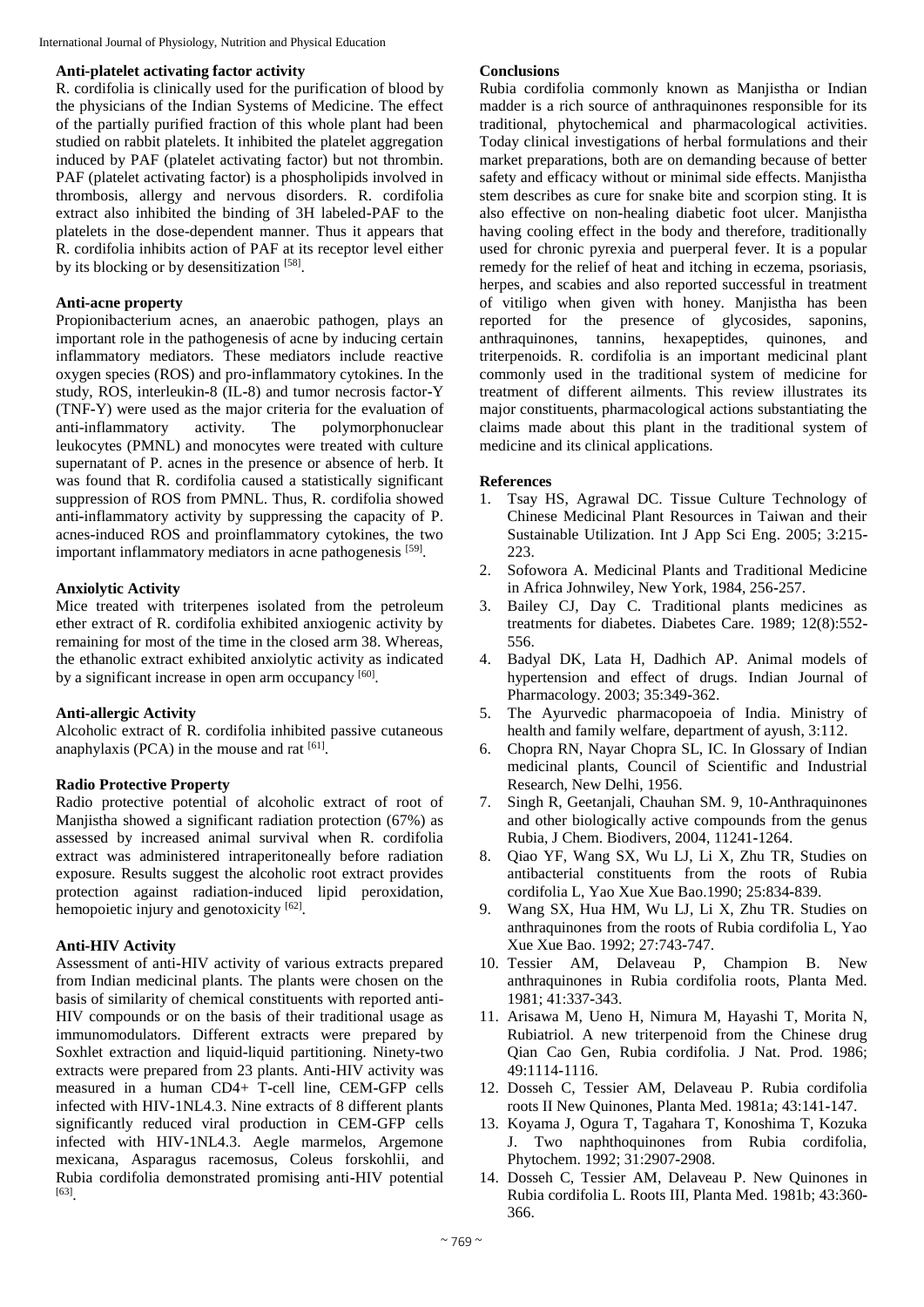### Anti-platelet activating factor activity

R. cordifolia is clinically used for the purification of blood by the physicians of the Indian Systems of Medicine. The effect of the partially purified fraction of this whole plant had been studied on rabbit platelets. It inhibited the platelet aggregation induced by PAF (platelet activating factor) but not thrombin. PAF (platelet activating factor) is a phospholipids involved in thrombosis, allergy and nervous disorders. R. cordifolia extract also inhibited the binding of 3H labeled-PAF to the platelets in the dose-dependent manner. Thus it appears that R. cordifolia inhibits action of PAF at its receptor level either by its blocking or by desensitization [58].

### Anti-acne property

Propionibacterium acnes, an anaerobic pathogen, plays an important role in the pathogenesis of acne by inducing certain inflammatory mediators. These mediators include reactive oxygen species (ROS) and pro-inflammatory cytokines. In the study, ROS, interleukin-8 (IL-8) and tumor necrosis factor-Y (TNF-Y) were used as the major criteria for the evaluation of anti-inflammatory activity. The polymorphonuclear leukocytes (PMNL) and monocytes were treated with culture supernatant of P. acnes in the presence or absence of herb. It was found that R. cordifolia caused a statistically significant suppression of ROS from PMNL. Thus, R. cordifolia showed anti-inflammatory activity by suppressing the capacity of P. acnes-induced ROS and proinflammatory cytokines, the two important inflammatory mediators in acne pathogenesis [59].

### Anxiolytic Activity

Mice treated with triterpenes isolated from the petroleum ether extract of R. cordifolia exhibited anxiogenic activity by remaining for most of the time in the closed arm 38. Whereas, the ethanolic extract exhibited anxiolytic activity as indicated by a significant increase in open arm occupancy [60].

### Anti-allergic Activity

Alcoholic extract of R. cordifolia inhibited passive cutaneous anaphylaxis (PCA) in the mouse and rat [61].

### Radio Protective Property

Radio protective potential of alcoholic extract of root of Manjistha showed a significant radiation protection (67%) as assessed by increased animal survival when R. cordifolia extract was administered intraperitoneally before radiation exposure. Results suggest the alcoholic root extract provides protection against radiation-induced lipid peroxidation, hemopoietic injury and genotoxicity [62].

### Anti-HIV Activity

Assessment of anti-HIV activity of various extracts prepared from Indian medicinal plants. The plants were chosen on the basis of similarity of chemical constituents with reported anti-HIV compounds or on the basis of their traditional usage as immunomodulators. Different extracts were prepared by Soxhlet extraction and liquid-liquid partitioning. Ninety-two extracts were prepared from 23 plants. Anti-HIV activity was measured in a human CD4+ T-cell line, CEM-GFP cells infected with HIV-1NL4.3. Nine extracts of 8 different plants significantly reduced viral production in CEM-GFP cells infected with HIV-1NL4.3. Aegle marmelos, Argemone mexicana, Asparagus racemosus, Coleus forskohlii, and Rubia cordifolia demonstrated promising anti-HIV potential [63].

### Conclusions

Rubia cordifolia commonly known as Manjistha or Indian madder is a rich source of anthraquinones responsible for its traditional, phytochemical and pharmacological activities. Today clinical investigations of herbal formulations and their market preparations, both are on demanding because of better safety and efficacy without or minimal side effects. Manjistha stem describes as cure for snake bite and scorpion sting. It is also effective on non-healing diabetic foot ulcer. Manjistha having cooling effect in the body and therefore, traditionally used for chronic pyrexia and puerperal fever. It is a popular remedy for the relief of heat and itching in eczema, psoriasis, herpes, and scabies and also reported successful in treatment of vitiligo when given with honey. Manjistha has been reported for the presence of glycosides, saponins, anthraquinones, tannins, hexapeptides, quinones, and triterpenoids. R. cordifolia is an important medicinal plant commonly used in the traditional system of medicine for treatment of different ailments. This review illustrates its major constituents, pharmacological actions substantiating the claims made about this plant in the traditional system of medicine and its clinical applications.

### References

1. Tsay HS, Agrawal DC. Tissue Culture Technology of Chinese Medicinal Plant Resources in Taiwan and their Sustainable Utilization. Int J App Sci Eng. 2005; 3:215-223.
2. Sofowora A. Medicinal Plants and Traditional Medicine in Africa Johnwiley, New York, 1984, 256-257.
3. Bailey CJ, Day C. Traditional plants medicines as treatments for diabetes. Diabetes Care. 1989; 12(8):552-556.
4. Badyal DK, Lata H, Dadhich AP. Animal models of hypertension and effect of drugs. Indian Journal of Pharmacology. 2003; 35:349-362.
5. The Ayurvedic pharmacopoeia of India. Ministry of health and family welfare, department of ayush, 3:112.
6. Chopra RN, Nayar Chopra SL, IC. In Glossary of Indian medicinal plants, Council of Scientific and Industrial Research, New Delhi, 1956.
7. Singh R, Geetanjali, Chauhan SM. 9, 10-Anthraquinones and other biologically active compounds from the genus Rubia, J Chem. Biodivers, 2004, 11241-1264.
8. Qiao YF, Wang SX, Wu LJ, Li X, Zhu TR, Studies on antibacterial constituents from the roots of Rubia cordifolia L, Yao Xue Xue Bao.1990; 25:834-839.
9. Wang SX, Hua HM, Wu LJ, Li X, Zhu TR. Studies on anthraquinones from the roots of Rubia cordifolia L, Yao Xue Xue Bao. 1992; 27:743-747.
10. Tessier AM, Delaveau P, Champion B. New anthraquinones in Rubia cordifolia roots, Planta Med. 1981; 41:337-343.
11. Arisawa M, Ueno H, Nimura M, Hayashi T, Morita N, Rubiatriol. A new triterpenoid from the Chinese drug Qian Cao Gen, Rubia cordifolia. J Nat. Prod. 1986; 49:1114-1116.
12. Dosseh C, Tessier AM, Delaveau P. Rubia cordifolia roots II New Quinones, Planta Med. 1981a; 43:141-147.
13. Koyama J, Ogura T, Tagahara T, Konoshima T, Kozuka J. Two naphthoquinones from Rubia cordifolia, Phytochem. 1992; 31:2907-2908.
14. Dosseh C, Tessier AM, Delaveau P. New Quinones in Rubia cordifolia L. Roots III, Planta Med. 1981b; 43:360-366.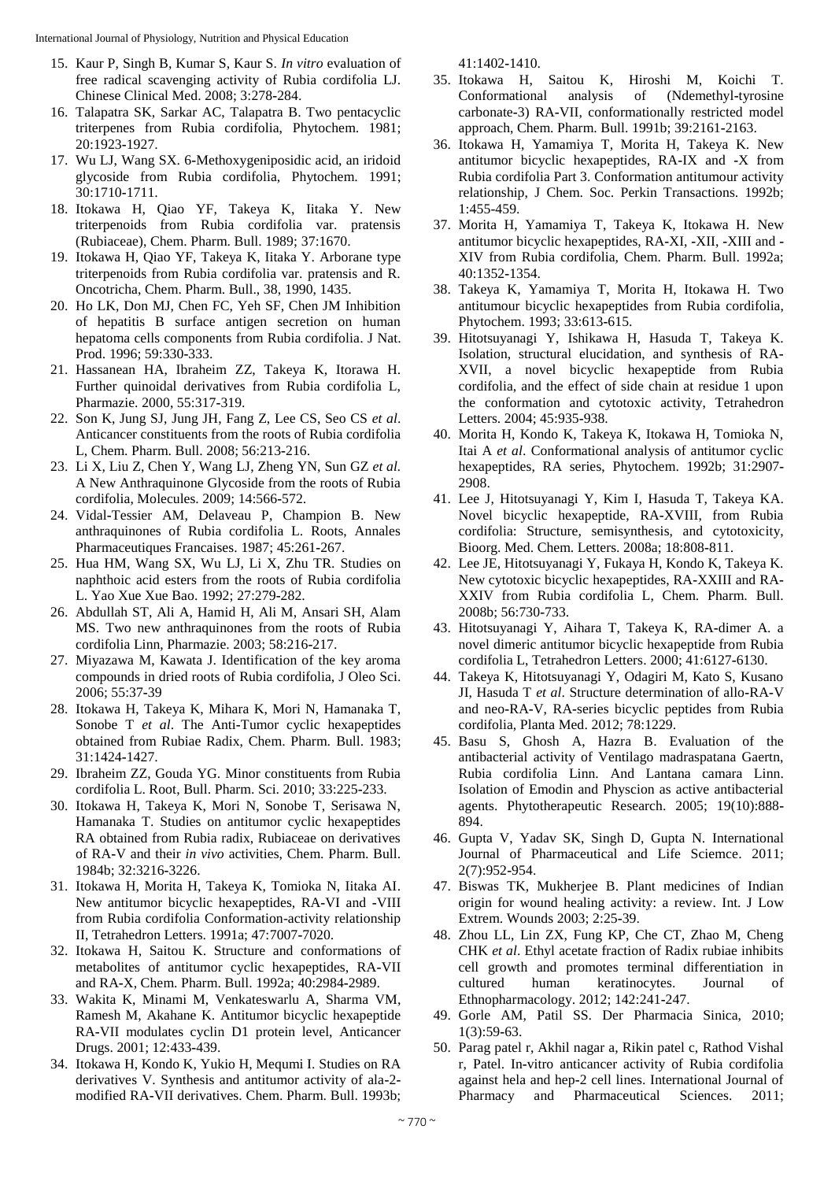15. Kaur P, Singh B, Kumar S, Kaur S. *In vitro* evaluation of free radical scavenging activity of Rubia cordifolia LJ. Chinese Clinical Med. 2008; 3:278-284.
16. Talapatra SK, Sarkar AC, Talapatra B. Two pentacyclic triterpenes from Rubia cordifolia, Phytochem. 1981; 20:1923-1927.
17. Wu LJ, Wang SX. 6-Methoxygeniposidic acid, an iridoid glycoside from Rubia cordifolia, Phytochem. 1991; 30:1710-1711.
18. Itokawa H, Qiao YF, Takeya K, Iitaka Y. New triterpenoids from Rubia cordifolia var. pratensis (Rubiaceae), Chem. Pharm. Bull. 1989; 37:1670.
19. Itokawa H, Qiao YF, Takeya K, Iitaka Y. Arborane type triterpenoids from Rubia cordifolia var. pratensis and R. Oncotricha, Chem. Pharm. Bull., 38, 1990, 1435.
20. Ho LK, Don MJ, Chen FC, Yeh SF, Chen JM Inhibition of hepatitis B surface antigen secretion on human hepatoma cells components from Rubia cordifolia. J Nat. Prod. 1996; 59:330-333.
21. Hassanean HA, Ibraheim ZZ, Takeya K, Itorawa H. Further quinoidal derivatives from Rubia cordifolia L, Pharmazie. 2000, 55:317-319.
22. Son K, Jung SJ, Jung JH, Fang Z, Lee CS, Seo CS *et al*. Anticancer constituents from the roots of Rubia cordifolia L, Chem. Pharm. Bull. 2008; 56:213-216.
23. Li X, Liu Z, Chen Y, Wang LJ, Zheng YN, Sun GZ *et al.* A New Anthraquinone Glycoside from the roots of Rubia cordifolia, Molecules. 2009; 14:566-572.
24. Vidal-Tessier AM, Delaveau P, Champion B. New anthraquinones of Rubia cordifolia L. Roots, Annales Pharmaceutiques Francaises. 1987; 45:261-267.
25. Hua HM, Wang SX, Wu LJ, Li X, Zhu TR. Studies on naphthoic acid esters from the roots of Rubia cordifolia L. Yao Xue Xue Bao. 1992; 27:279-282.
26. Abdullah ST, Ali A, Hamid H, Ali M, Ansari SH, Alam MS. Two new anthraquinones from the roots of Rubia cordifolia Linn, Pharmazie. 2003; 58:216-217.
27. Miyazawa M, Kawata J. Identification of the key aroma compounds in dried roots of Rubia cordifolia, J Oleo Sci. 2006; 55:37-39
28. Itokawa H, Takeya K, Mihara K, Mori N, Hamanaka T, Sonobe T *et al*. The Anti-Tumor cyclic hexapeptides obtained from Rubiae Radix, Chem. Pharm. Bull. 1983; 31:1424-1427.
29. Ibraheim ZZ, Gouda YG. Minor constituents from Rubia cordifolia L. Root, Bull. Pharm. Sci. 2010; 33:225-233.
30. Itokawa H, Takeya K, Mori N, Sonobe T, Serisawa N, Hamanaka T. Studies on antitumor cyclic hexapeptides RA obtained from Rubia radix, Rubiaceae on derivatives of RA-V and their *in vivo* activities, Chem. Pharm. Bull. 1984b; 32:3216-3226.
31. Itokawa H, Morita H, Takeya K, Tomioka N, Iitaka AI. New antitumor bicyclic hexapeptides, RA-VI and -VIII from Rubia cordifolia Conformation-activity relationship II, Tetrahedron Letters. 1991a; 47:7007-7020.
32. Itokawa H, Saitou K. Structure and conformations of metabolites of antitumor cyclic hexapeptides, RA-VII and RA-X, Chem. Pharm. Bull. 1992a; 40:2984-2989.
33. Wakita K, Minami M, Venkateswarlu A, Sharma VM, Ramesh M, Akahane K. Antitumor bicyclic hexapeptide RA-VII modulates cyclin D1 protein level, Anticancer Drugs. 2001; 12:433-439.
34. Itokawa H, Kondo K, Yukio H, Mequmi I. Studies on RA derivatives V. Synthesis and antitumor activity of ala-2-modified RA-VII derivatives. Chem. Pharm. Bull. 1993b; 41:1402-1410.
35. Itokawa H, Saitou K, Hiroshi M, Koichi T. Conformational analysis of (Ndemethyl-tyrosine carbonate-3) RA-VII, conformationally restricted model approach, Chem. Pharm. Bull. 1991b; 39:2161-2163.
36. Itokawa H, Yamamiya T, Morita H, Takeya K. New antitumor bicyclic hexapeptides, RA-IX and -X from Rubia cordifolia Part 3. Conformation antitumour activity relationship, J Chem. Soc. Perkin Transactions. 1992b; 1:455-459.
37. Morita H, Yamamiya T, Takeya K, Itokawa H. New antitumor bicyclic hexapeptides, RA-XI, -XII, -XIII and -XIV from Rubia cordifolia, Chem. Pharm. Bull. 1992a; 40:1352-1354.
38. Takeya K, Yamamiya T, Morita H, Itokawa H. Two antitumour bicyclic hexapeptides from Rubia cordifolia, Phytochem. 1993; 33:613-615.
39. Hitotsuyanagi Y, Ishikawa H, Hasuda T, Takeya K. Isolation, structural elucidation, and synthesis of RA-XVII, a novel bicyclic hexapeptide from Rubia cordifolia, and the effect of side chain at residue 1 upon the conformation and cytotoxic activity, Tetrahedron Letters. 2004; 45:935-938.
40. Morita H, Kondo K, Takeya K, Itokawa H, Tomioka N, Itai A *et al*. Conformational analysis of antitumor cyclic hexapeptides, RA series, Phytochem. 1992b; 31:2907-2908.
41. Lee J, Hitotsuyanagi Y, Kim I, Hasuda T, Takeya KA. Novel bicyclic hexapeptide, RA-XVIII, from Rubia cordifolia: Structure, semisynthesis, and cytotoxicity, Bioorg. Med. Chem. Letters. 2008a; 18:808-811.
42. Lee JE, Hitotsuyanagi Y, Fukaya H, Kondo K, Takeya K. New cytotoxic bicyclic hexapeptides, RA-XXIII and RA-XXIV from Rubia cordifolia L, Chem. Pharm. Bull. 2008b; 56:730-733.
43. Hitotsuyanagi Y, Aihara T, Takeya K, RA-dimer A. a novel dimeric antitumor bicyclic hexapeptide from Rubia cordifolia L, Tetrahedron Letters. 2000; 41:6127-6130.
44. Takeya K, Hitotsuyanagi Y, Odagiri M, Kato S, Kusano JI, Hasuda T *et al*. Structure determination of allo-RA-V and neo-RA-V, RA-series bicyclic peptides from Rubia cordifolia, Planta Med. 2012; 78:1229.
45. Basu S, Ghosh A, Hazra B. Evaluation of the antibacterial activity of Ventilago madraspatana Gaertn, Rubia cordifolia Linn. And Lantana camara Linn. Isolation of Emodin and Physcion as active antibacterial agents. Phytotherapeutic Research. 2005; 19(10):888-894.
46. Gupta V, Yadav SK, Singh D, Gupta N. International Journal of Pharmaceutical and Life Sciemce. 2011; 2(7):952-954.
47. Biswas TK, Mukherjee B. Plant medicines of Indian origin for wound healing activity: a review. Int. J Low Extrem. Wounds 2003; 2:25-39.
48. Zhou LL, Lin ZX, Fung KP, Che CT, Zhao M, Cheng CHK *et al*. Ethyl acetate fraction of Radix rubiae inhibits cell growth and promotes terminal differentiation in cultured human keratinocytes. Journal of Ethnopharmacology. 2012; 142:241-247.
49. Gorle AM, Patil SS. Der Pharmacia Sinica, 2010; 1(3):59-63.
50. Parag patel r, Akhil nagar a, Rikin patel c, Rathod Vishal r, Patel. In-vitro anticancer activity of Rubia cordifolia against hela and hep-2 cell lines. International Journal of Pharmacy and Pharmaceutical Sciences. 2011;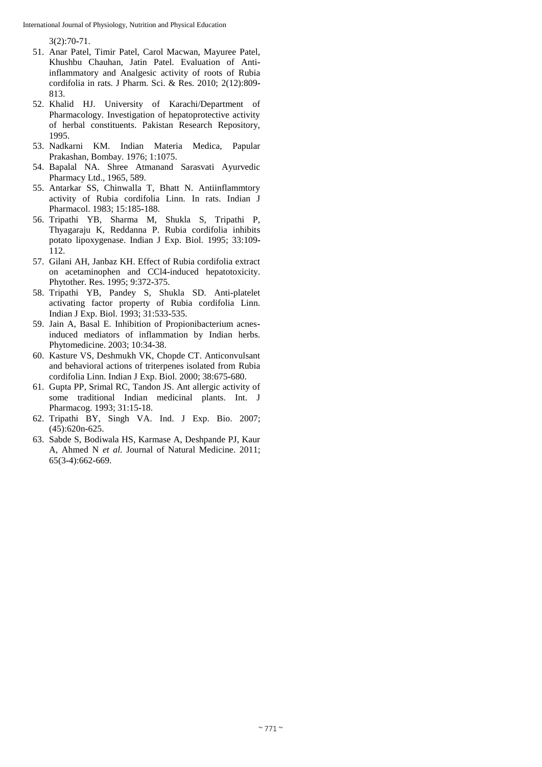3(2):70-71.

51. Anar Patel, Timir Patel, Carol Macwan, Mayuree Patel, Khushbu Chauhan, Jatin Patel. Evaluation of Anti-inflammatory and Analgesic activity of roots of Rubia cordifolia in rats. J Pharm. Sci. & Res. 2010; 2(12):809-813.
52. Khalid HJ. University of Karachi/Department of Pharmacology. Investigation of hepatoprotective activity of herbal constituents. Pakistan Research Repository, 1995.
53. Nadkarni KM. Indian Materia Medica, Papular Prakashan, Bombay. 1976; 1:1075.
54. Bapalal NA. Shree Atmanand Sarasvati Ayurvedic Pharmacy Ltd., 1965, 589.
55. Antarkar SS, Chinwalla T, Bhatt N. Antiinflammtory activity of Rubia cordifolia Linn. In rats. Indian J Pharmacol. 1983; 15:185-188.
56. Tripathi YB, Sharma M, Shukla S, Tripathi P, Thyagaraju K, Reddanna P. Rubia cordifolia inhibits potato lipoxygenase. Indian J Exp. Biol. 1995; 33:109-112.
57. Gilani AH, Janbaz KH. Effect of Rubia cordifolia extract on acetaminophen and CCl4-induced hepatotoxicity. Phytother. Res. 1995; 9:372-375.
58. Tripathi YB, Pandey S, Shukla SD. Anti-platelet activating factor property of Rubia cordifolia Linn. Indian J Exp. Biol. 1993; 31:533-535.
59. Jain A, Basal E. Inhibition of Propionibacterium acnes-induced mediators of inflammation by Indian herbs. Phytomedicine. 2003; 10:34-38.
60. Kasture VS, Deshmukh VK, Chopde CT. Anticonvulsant and behavioral actions of triterpenes isolated from Rubia cordifolia Linn. Indian J Exp. Biol. 2000; 38:675-680.
61. Gupta PP, Srimal RC, Tandon JS. Ant allergic activity of some traditional Indian medicinal plants. Int. J Pharmacog. 1993; 31:15-18.
62. Tripathi BY, Singh VA. Ind. J Exp. Bio. 2007; (45):620n-625.
63. Sabde S, Bodiwala HS, Karmase A, Deshpande PJ, Kaur A, Ahmed N *et al.* Journal of Natural Medicine. 2011; 65(3-4):662-669.